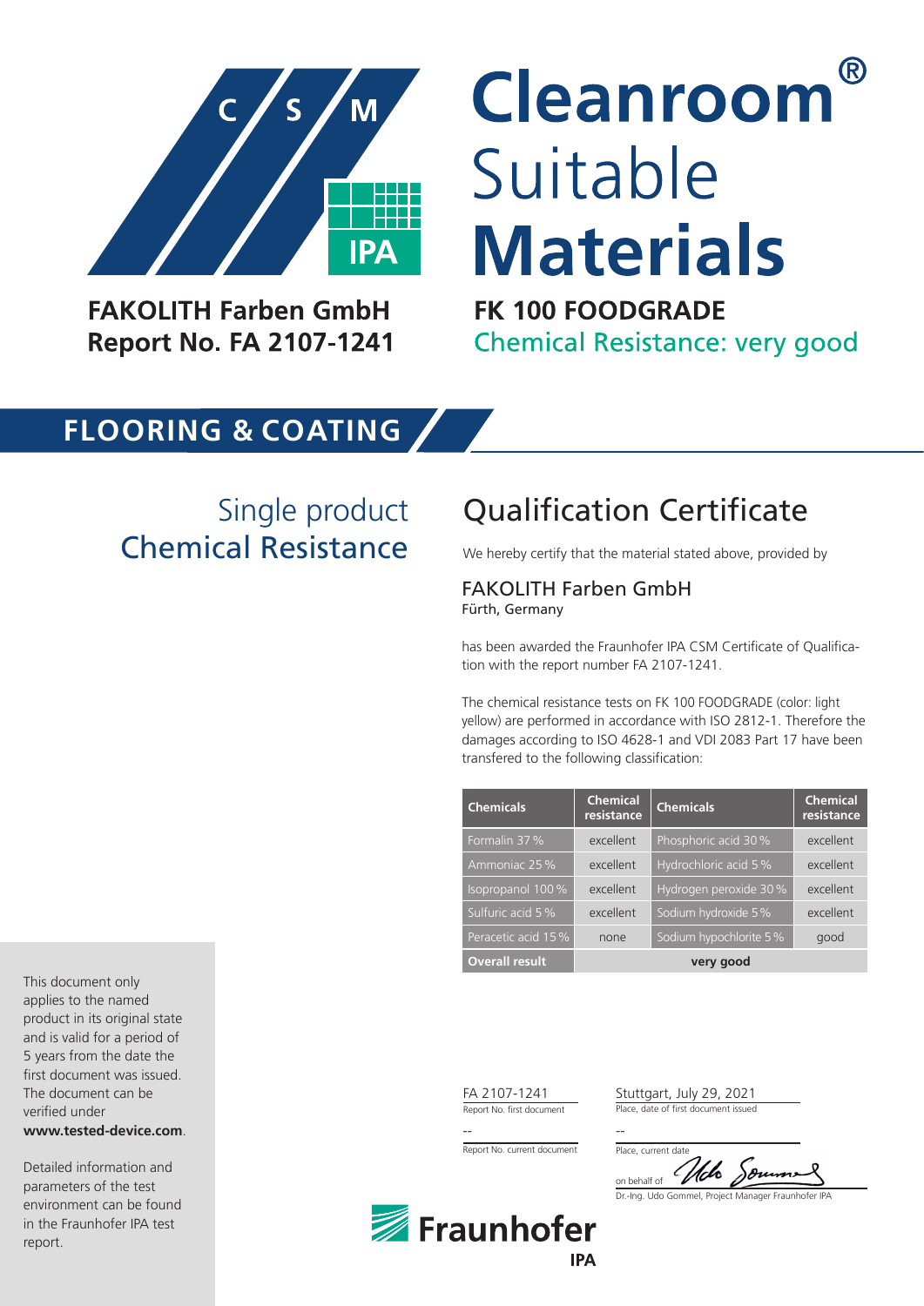C S M

IPA

# Cleanroom® Suitable Materials

**FAKOLITH Farben GmbH**
**Report No. FA 2107-1241**

**FK 100 FOODGRADE**
Chemical Resistance: very good

## FLOORING & COATING

Single product
Chemical Resistance

## Qualification Certificate

We hereby certify that the material stated above, provided by

FAKOLITH Farben GmbH
Fürth, Germany

has been awarded the Fraunhofer IPA CSM Certificate of Qualification with the report number FA 2107-1241.

The chemical resistance tests on FK 100 FOODGRADE (color: light yellow) are performed in accordance with ISO 2812-1. Therefore the damages according to ISO 4628-1 and VDI 2083 Part 17 have been transfered to the following classification:

| Chemicals | Chemical resistance | Chemicals | Chemical resistance |
|---|---|---|---|
| Formalin 37 % | excellent | Phosphoric acid 30 % | excellent |
| Ammoniac 25 % | excellent | Hydrochloric acid 5 % | excellent |
| Isopropanol 100 % | excellent | Hydrogen peroxide 30 % | excellent |
| Sulfuric acid 5 % | excellent | Sodium hydroxide 5 % | excellent |
| Peracetic acid 15 % | none | Sodium hypochlorite 5 % | good |
| **Overall result** | **very good** | | |

This document only applies to the named product in its original state and is valid for a period of 5 years from the date the first document was issued. The document can be verified under **www.tested-device.com**.

Detailed information and parameters of the test environment can be found in the Fraunhofer IPA test report.

FA 2107-1241
Report No. first document

Stuttgart, July 29, 2021
Place, date of first document issued

--
Report No. current document

--
Place, current date

on behalf of
Dr.-Ing. Udo Gommel, Project Manager Fraunhofer IPA

Fraunhofer IPA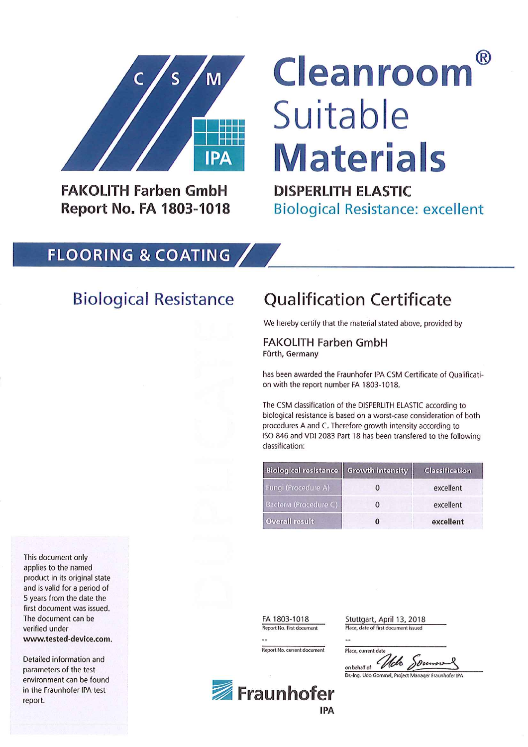# Cleanroom® Suitable Materials

**FAKOLITH Farben GmbH**
**Report No. FA 1803-1018**

**DISPERLITH ELASTIC**
Biological Resistance: excellent

## FLOORING & COATING

## Biological Resistance

## Qualification Certificate

We hereby certify that the material stated above, provided by

FAKOLITH Farben GmbH
**Fürth, Germany**

has been awarded the Fraunhofer IPA CSM Certificate of Qualification with the report number FA 1803-1018.

The CSM classification of the DISPERLITH ELASTIC according to biological resistance is based on a worst-case consideration of both procedures A and C. Therefore growth intensity according to ISO 846 and VDI 2083 Part 18 has been transfered to the following classification:

| Biological resistance | Growth intensity | Classification |
|---|---|---|
| Fungi (Procedure A) | 0 | excellent |
| Bacteria (Procedure C) | 0 | excellent |
| **Overall result** | **0** | **excellent** |

This document only applies to the named product in its original state and is valid for a period of 5 years from the date the first document was issued. The document can be verified under **www.tested-device.com**.

Detailed information and parameters of the test environment can be found in the Fraunhofer IPA test report.

FA 1803-1018
Report No. first document

--
Report No. current document

Stuttgart, April 13, 2018
Place, date of first document issued

--
Place, current date

on behalf of Udo Gommel
Dr.-Ing. Udo Gommel, Project Manager Fraunhofer IPA

Fraunhofer IPA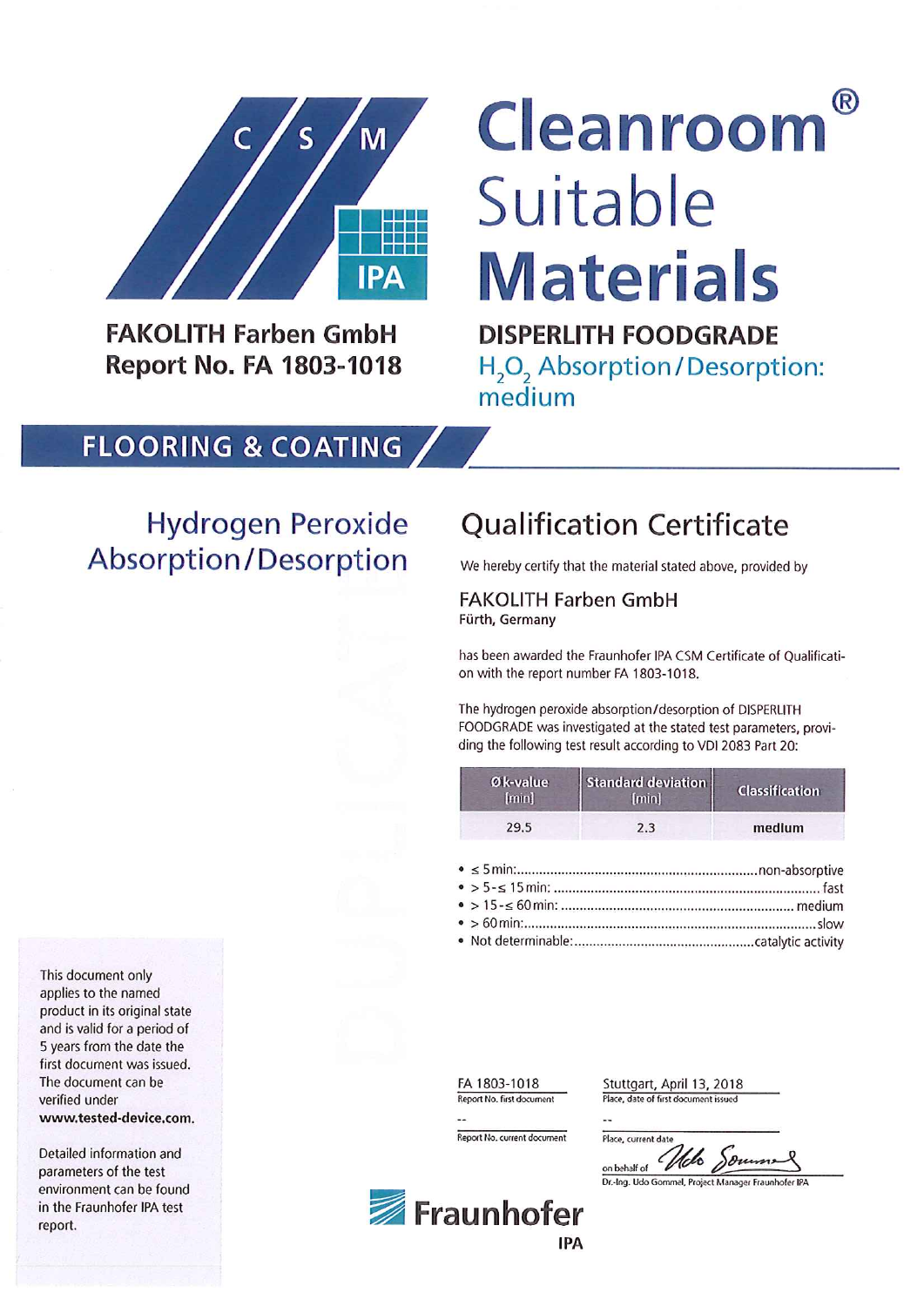# Cleanroom® Suitable Materials

**FAKOLITH Farben GmbH**
**Report No. FA 1803-1018**

**DISPERLITH FOODGRADE**
$H_2O_2$ Absorption/Desorption: medium

## FLOORING & COATING

## Hydrogen Peroxide Absorption/Desorption

## Qualification Certificate

We hereby certify that the material stated above, provided by

FAKOLITH Farben GmbH
**Fürth, Germany**

has been awarded the Fraunhofer IPA CSM Certificate of Qualification with the report number FA 1803-1018.

The hydrogen peroxide absorption/desorption of DISPERLITH FOODGRADE was investigated at the stated test parameters, providing the following test result according to VDI 2083 Part 20:

| Ø k-value [min] | Standard deviation [min] | Classification |
|---|---|---|
| 29.5 | 2.3 | **medium** |

- ≤ 5 min: ........ non-absorptive
- > 5 - ≤ 15 min: ........ fast
- > 15 - ≤ 60 min: ........ medium
- > 60 min: ........ slow
- Not determinable: ........ catalytic activity

This document only applies to the named product in its original state and is valid for a period of 5 years from the date the first document was issued. The document can be verified under **www.tested-device.com.**

Detailed information and parameters of the test environment can be found in the Fraunhofer IPA test report.

| | |
|---|---|
| FA 1803-1018 | Stuttgart, April 13, 2018 |
| Report No. first document | Place, date of first document issued |
| -- | -- |
| Report No. current document | Place, current date |

on behalf of

Dr.-Ing. Udo Gommel, Project Manager Fraunhofer IPA

Fraunhofer IPA

DUPLICATE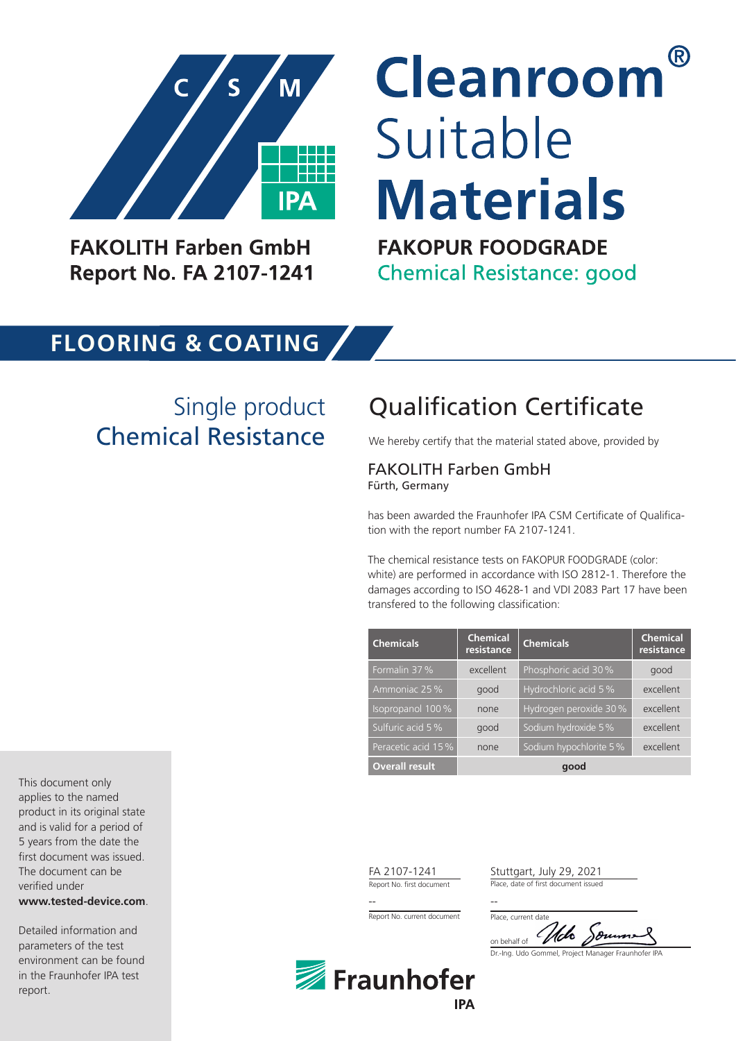C S M IPA

# Cleanroom® Suitable Materials

**FAKOLITH Farben GmbH**
**Report No. FA 2107-1241**

**FAKOPUR FOODGRADE**
Chemical Resistance: good

## FLOORING & COATING

Single product
Chemical Resistance

## Qualification Certificate

We hereby certify that the material stated above, provided by

FAKOLITH Farben GmbH
Fürth, Germany

has been awarded the Fraunhofer IPA CSM Certificate of Qualification with the report number FA 2107-1241.

The chemical resistance tests on FAKOPUR FOODGRADE (color: white) are performed in accordance with ISO 2812-1. Therefore the damages according to ISO 4628-1 and VDI 2083 Part 17 have been transfered to the following classification:

| Chemicals | Chemical resistance | Chemicals | Chemical resistance |
|---|---|---|---|
| Formalin 37 % | excellent | Phosphoric acid 30 % | good |
| Ammoniac 25 % | good | Hydrochloric acid 5 % | excellent |
| Isopropanol 100 % | none | Hydrogen peroxide 30 % | excellent |
| Sulfuric acid 5 % | good | Sodium hydroxide 5 % | excellent |
| Peracetic acid 15 % | none | Sodium hypochlorite 5 % | excellent |
| **Overall result** | **good** | | |

This document only applies to the named product in its original state and is valid for a period of 5 years from the date the first document was issued. The document can be verified under **www.tested-device.com**.

Detailed information and parameters of the test environment can be found in the Fraunhofer IPA test report.

FA 2107-1241
Report No. first document

--
Report No. current document

Stuttgart, July 29, 2021
Place, date of first document issued

--
Place, current date

on behalf of Udo Gommel
Dr.-Ing. Udo Gommel, Project Manager Fraunhofer IPA

Fraunhofer IPA